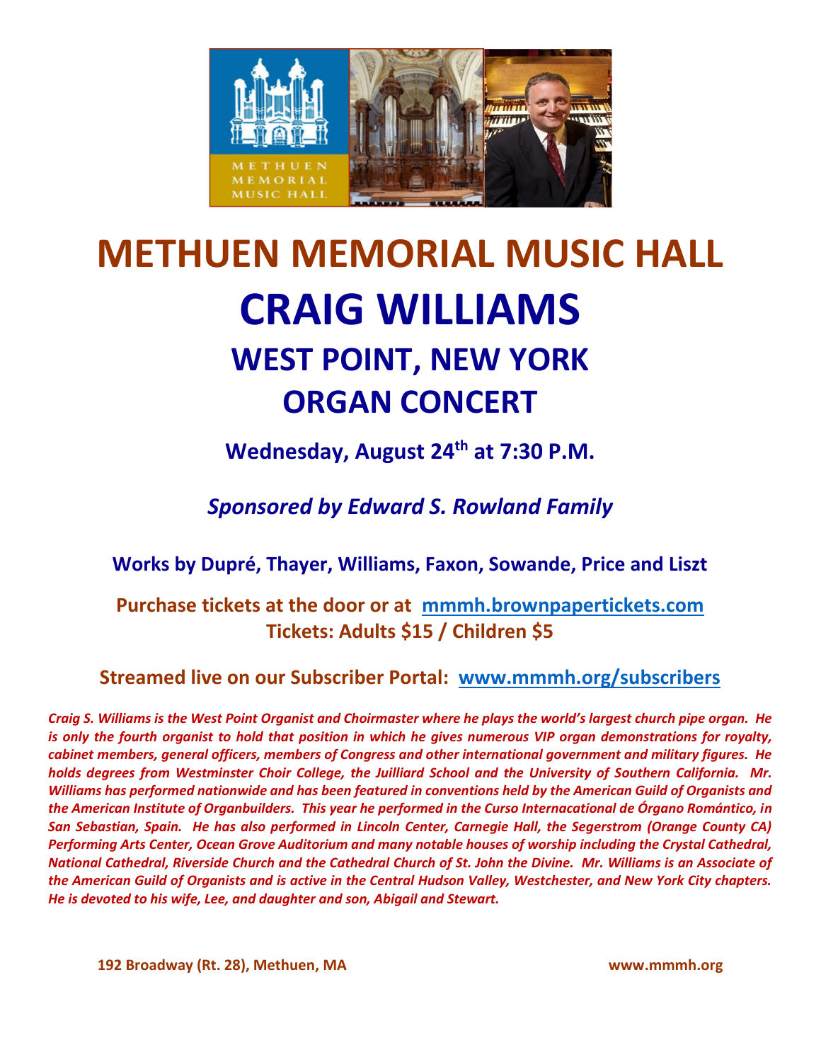# METHUEN MEMORIAL MUSIC HALL

# CRAIG WILLIAMS

## WEST POINT, NEW YORK

## ORGAN CONCERT

**Wednesday, August 24th at 7:30 P.M.**

***Sponsored by Edward S. Rowland Family***

**Works by Dupré, Thayer, Williams, Faxon, Sowande, Price and Liszt**

**Purchase tickets at the door or at mmmh.brownpapertickets.com**
**Tickets: Adults $15 / Children $5**

**Streamed live on our Subscriber Portal: www.mmmh.org/subscribers**

***Craig S. Williams is the West Point Organist and Choirmaster where he plays the world's largest church pipe organ. He is only the fourth organist to hold that position in which he gives numerous VIP organ demonstrations for royalty, cabinet members, general officers, members of Congress and other international government and military figures. He holds degrees from Westminster Choir College, the Juilliard School and the University of Southern California. Mr. Williams has performed nationwide and has been featured in conventions held by the American Guild of Organists and the American Institute of Organbuilders. This year he performed in the Curso Internacational de Órgano Romántico, in San Sebastian, Spain. He has also performed in Lincoln Center, Carnegie Hall, the Segerstrom (Orange County CA) Performing Arts Center, Ocean Grove Auditorium and many notable houses of worship including the Crystal Cathedral, National Cathedral, Riverside Church and the Cathedral Church of St. John the Divine. Mr. Williams is an Associate of the American Guild of Organists and is active in the Central Hudson Valley, Westchester, and New York City chapters. He is devoted to his wife, Lee, and daughter and son, Abigail and Stewart.***

**192 Broadway (Rt. 28), Methuen, MA** **www.mmmh.org**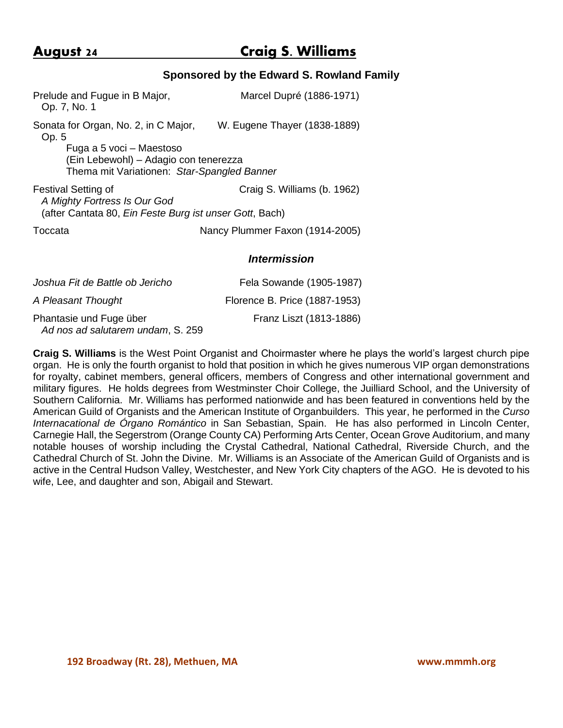## August 24 — Craig S. Williams

**Sponsored by the Edward S. Rowland Family**

Prelude and Fugue in B Major, Op. 7, No. 1 — Marcel Dupré (1886-1971)

Sonata for Organ, No. 2, in C Major, Op. 5 — W. Eugene Thayer (1838-1889)
- Fuga a 5 voci – Maestoso
- (Ein Lebewohl) – Adagio con tenerezza
- Thema mit Variationen: *Star-Spangled Banner*

Festival Setting of *A Mighty Fortress Is Our God* (after Cantata 80, *Ein Feste Burg ist unser Gott*, Bach) — Craig S. Williams (b. 1962)

Toccata — Nancy Plummer Faxon (1914-2005)

***Intermission***

*Joshua Fit de Battle ob Jericho* — Fela Sowande (1905-1987)

*A Pleasant Thought* — Florence B. Price (1887-1953)

Phantasie und Fuge über *Ad nos ad salutarem undam*, S. 259 — Franz Liszt (1813-1886)

**Craig S. Williams** is the West Point Organist and Choirmaster where he plays the world's largest church pipe organ. He is only the fourth organist to hold that position in which he gives numerous VIP organ demonstrations for royalty, cabinet members, general officers, members of Congress and other international government and military figures. He holds degrees from Westminster Choir College, the Juilliard School, and the University of Southern California. Mr. Williams has performed nationwide and has been featured in conventions held by the American Guild of Organists and the American Institute of Organbuilders. This year, he performed in the *Curso Internacational de Órgano Romántico* in San Sebastian, Spain. He has also performed in Lincoln Center, Carnegie Hall, the Segerstrom (Orange County CA) Performing Arts Center, Ocean Grove Auditorium, and many notable houses of worship including the Crystal Cathedral, National Cathedral, Riverside Church, and the Cathedral Church of St. John the Divine. Mr. Williams is an Associate of the American Guild of Organists and is active in the Central Hudson Valley, Westchester, and New York City chapters of the AGO. He is devoted to his wife, Lee, and daughter and son, Abigail and Stewart.